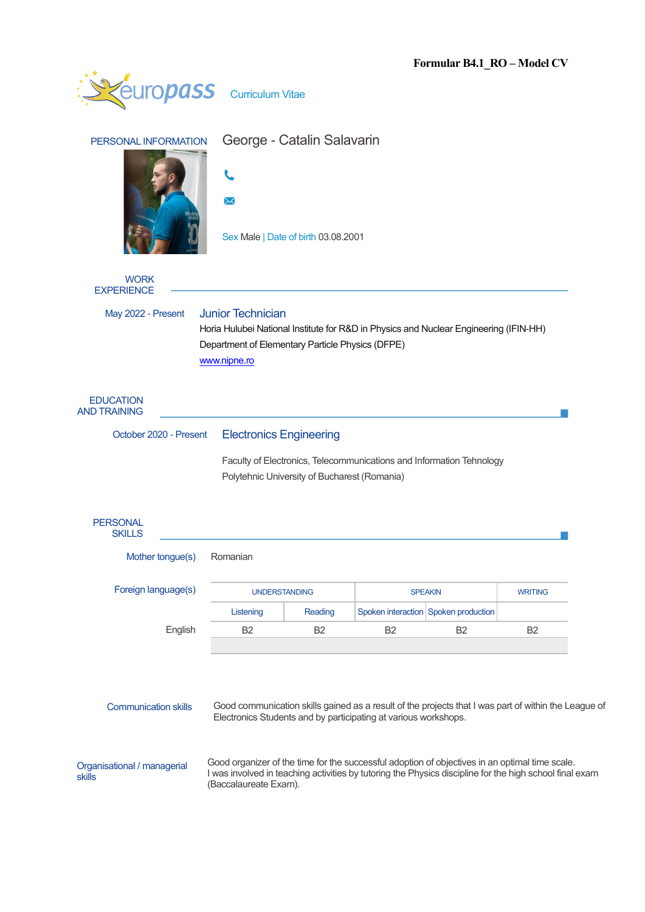**Formular B4.1_RO – Model CV**

europass Curriculum Vitae

## PERSONAL INFORMATION

**George - Catalin Salavarin**

Sex Male | Date of birth 03.08.2001

## WORK EXPERIENCE

May 2022 - Present

### Junior Technician

Horia Hulubei National Institute for R&D in Physics and Nuclear Engineering (IFIN-HH)

Department of Elementary Particle Physics (DFPE)

www.nipne.ro

## EDUCATION AND TRAINING

October 2020 - Present

### Electronics Engineering

Faculty of Electronics, Telecommunications and Information Tehnology

Polytehnic University of Bucharest (Romania)

## PERSONAL SKILLS

Mother tongue(s) Romanian

Foreign language(s)

| | UNDERSTANDING | | SPEAKIN | | WRITING |
|---|---|---|---|---|---|
| | Listening | Reading | Spoken interaction | Spoken production | |
| English | B2 | B2 | B2 | B2 | B2 |

**Communication skills**

Good communication skills gained as a result of the projects that I was part of within the League of Electronics Students and by participating at various workshops.

**Organisational / managerial skills**

Good organizer of the time for the successful adoption of objectives in an optimal time scale.
I was involved in teaching activities by tutoring the Physics discipline for the high school final exam (Baccalaureate Exam).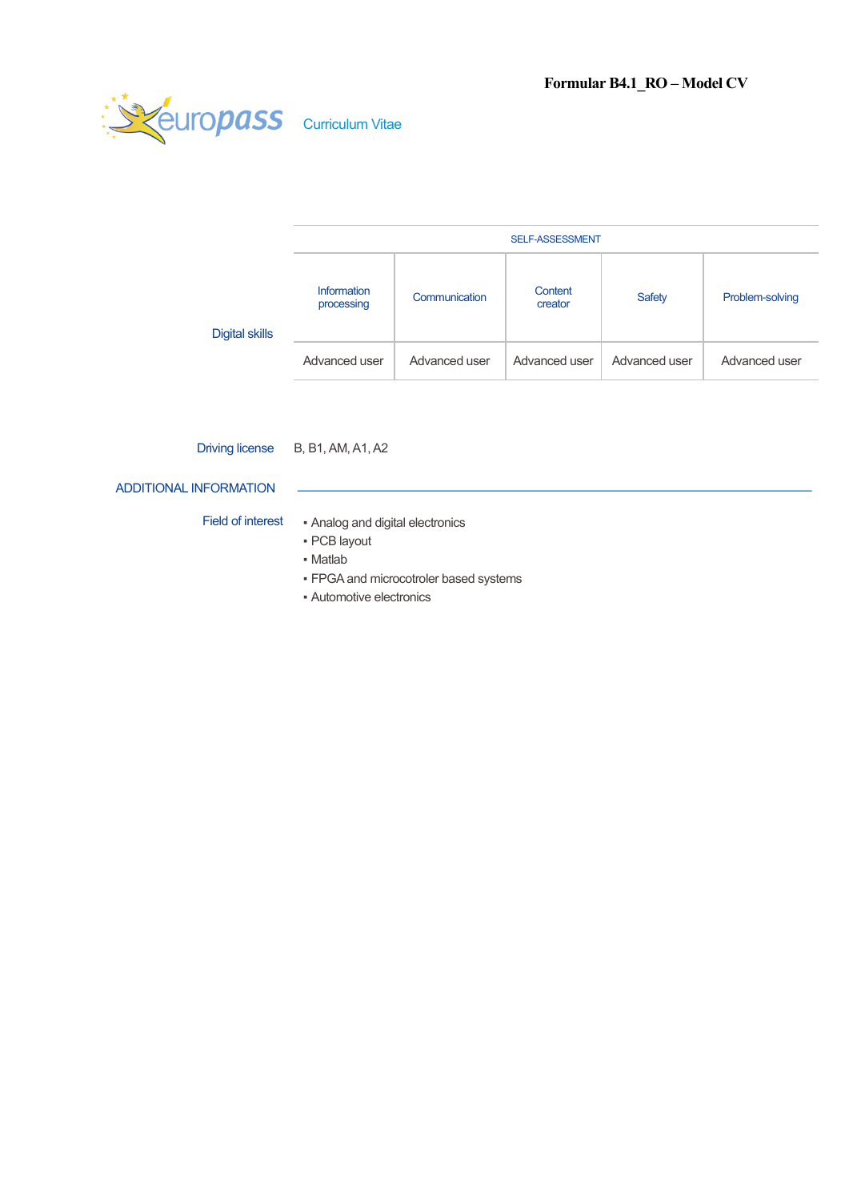Formular B4.1_RO – Model CV

europass Curriculum Vitae

Digital skills

| SELF-ASSESSMENT | | | | |
|---|---|---|---|---|
| Information processing | Communication | Content creator | Safety | Problem-solving |
| Advanced user | Advanced user | Advanced user | Advanced user | Advanced user |

Driving license B, B1, AM, A1, A2

## ADDITIONAL INFORMATION

Field of interest

- Analog and digital electronics
- PCB layout
- Matlab
- FPGA and microcotroler based systems
- Automotive electronics